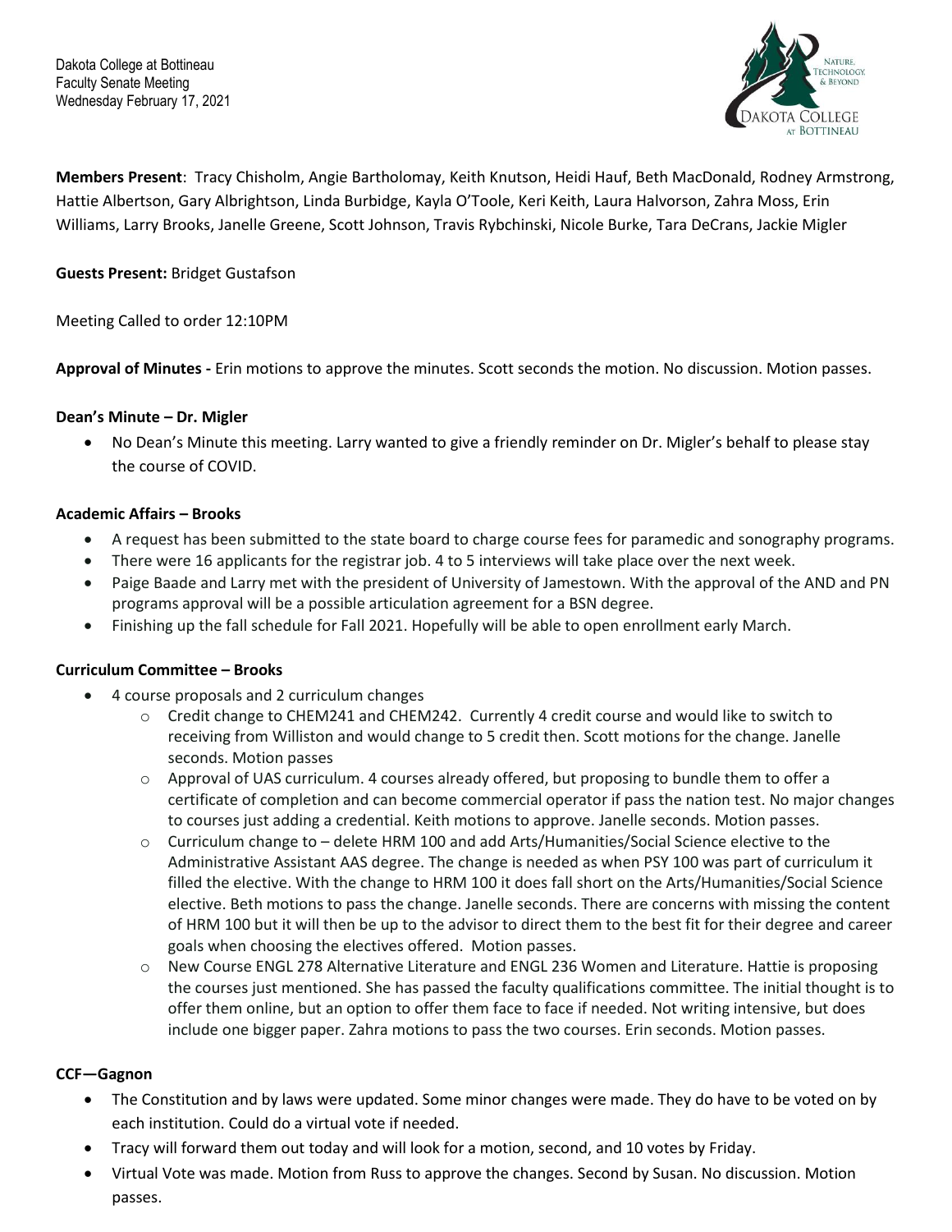Dakota College at Bottineau
Faculty Senate Meeting
Wednesday February 17, 2021

**Members Present**: Tracy Chisholm, Angie Bartholomay, Keith Knutson, Heidi Hauf, Beth MacDonald, Rodney Armstrong, Hattie Albertson, Gary Albrightson, Linda Burbidge, Kayla O'Toole, Keri Keith, Laura Halvorson, Zahra Moss, Erin Williams, Larry Brooks, Janelle Greene, Scott Johnson, Travis Rybchinski, Nicole Burke, Tara DeCrans, Jackie Migler

**Guests Present:** Bridget Gustafson

Meeting Called to order 12:10PM

**Approval of Minutes -** Erin motions to approve the minutes. Scott seconds the motion. No discussion. Motion passes.

**Dean's Minute – Dr. Migler**

- No Dean's Minute this meeting. Larry wanted to give a friendly reminder on Dr. Migler's behalf to please stay the course of COVID.

**Academic Affairs – Brooks**

- A request has been submitted to the state board to charge course fees for paramedic and sonography programs.
- There were 16 applicants for the registrar job. 4 to 5 interviews will take place over the next week.
- Paige Baade and Larry met with the president of University of Jamestown. With the approval of the AND and PN programs approval will be a possible articulation agreement for a BSN degree.
- Finishing up the fall schedule for Fall 2021. Hopefully will be able to open enrollment early March.

**Curriculum Committee – Brooks**

- 4 course proposals and 2 curriculum changes
  - Credit change to CHEM241 and CHEM242. Currently 4 credit course and would like to switch to receiving from Williston and would change to 5 credit then. Scott motions for the change. Janelle seconds. Motion passes
  - Approval of UAS curriculum. 4 courses already offered, but proposing to bundle them to offer a certificate of completion and can become commercial operator if pass the nation test. No major changes to courses just adding a credential. Keith motions to approve. Janelle seconds. Motion passes.
  - Curriculum change to – delete HRM 100 and add Arts/Humanities/Social Science elective to the Administrative Assistant AAS degree. The change is needed as when PSY 100 was part of curriculum it filled the elective. With the change to HRM 100 it does fall short on the Arts/Humanities/Social Science elective. Beth motions to pass the change. Janelle seconds. There are concerns with missing the content of HRM 100 but it will then be up to the advisor to direct them to the best fit for their degree and career goals when choosing the electives offered. Motion passes.
  - New Course ENGL 278 Alternative Literature and ENGL 236 Women and Literature. Hattie is proposing the courses just mentioned. She has passed the faculty qualifications committee. The initial thought is to offer them online, but an option to offer them face to face if needed. Not writing intensive, but does include one bigger paper. Zahra motions to pass the two courses. Erin seconds. Motion passes.

**CCF—Gagnon**

- The Constitution and by laws were updated. Some minor changes were made. They do have to be voted on by each institution. Could do a virtual vote if needed.
- Tracy will forward them out today and will look for a motion, second, and 10 votes by Friday.
- Virtual Vote was made. Motion from Russ to approve the changes. Second by Susan. No discussion. Motion passes.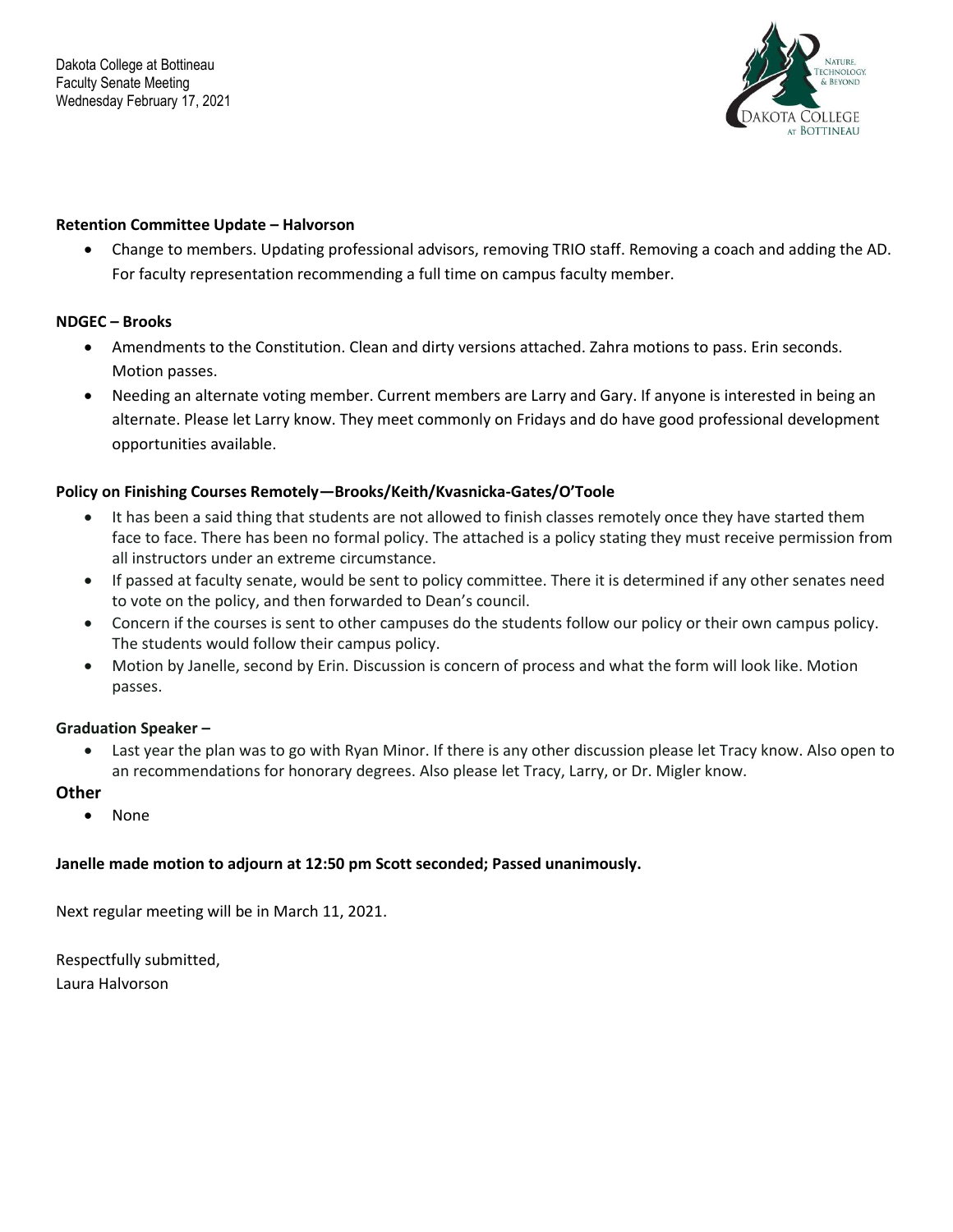**Retention Committee Update – Halvorson**

- Change to members. Updating professional advisors, removing TRIO staff. Removing a coach and adding the AD. For faculty representation recommending a full time on campus faculty member.

**NDGEC – Brooks**

- Amendments to the Constitution. Clean and dirty versions attached. Zahra motions to pass. Erin seconds. Motion passes.
- Needing an alternate voting member. Current members are Larry and Gary. If anyone is interested in being an alternate. Please let Larry know. They meet commonly on Fridays and do have good professional development opportunities available.

**Policy on Finishing Courses Remotely—Brooks/Keith/Kvasnicka-Gates/O'Toole**

- It has been a said thing that students are not allowed to finish classes remotely once they have started them face to face. There has been no formal policy. The attached is a policy stating they must receive permission from all instructors under an extreme circumstance.
- If passed at faculty senate, would be sent to policy committee. There it is determined if any other senates need to vote on the policy, and then forwarded to Dean's council.
- Concern if the courses is sent to other campuses do the students follow our policy or their own campus policy. The students would follow their campus policy.
- Motion by Janelle, second by Erin. Discussion is concern of process and what the form will look like. Motion passes.

**Graduation Speaker –**

- Last year the plan was to go with Ryan Minor. If there is any other discussion please let Tracy know. Also open to an recommendations for honorary degrees. Also please let Tracy, Larry, or Dr. Migler know.

**Other**

- None

**Janelle made motion to adjourn at 12:50 pm Scott seconded; Passed unanimously.**

Next regular meeting will be in March 11, 2021.

Respectfully submitted,
Laura Halvorson